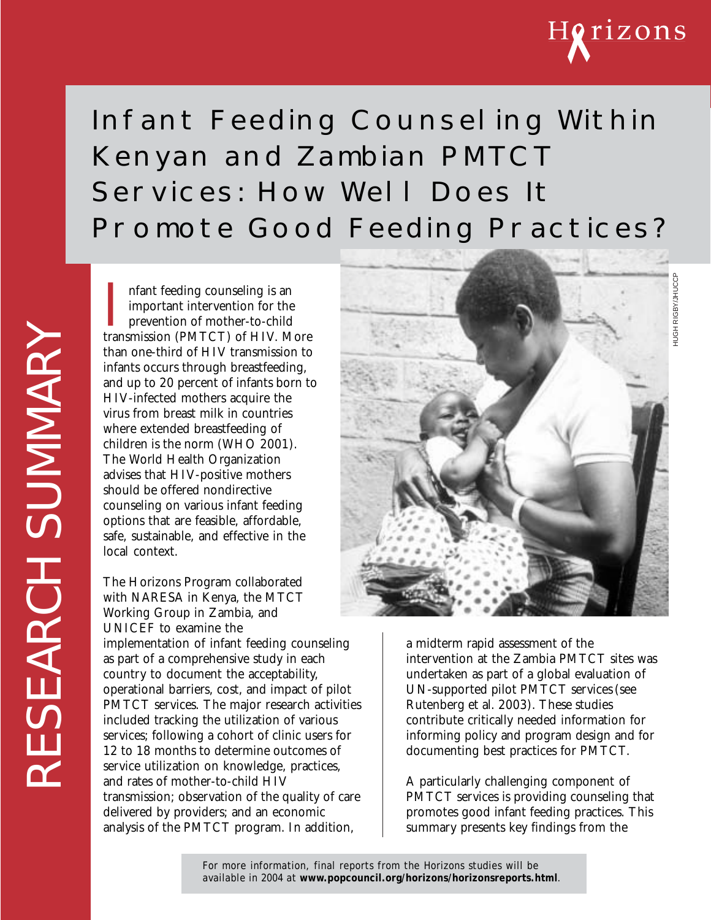Horizons

RESEARCH SUMMARY

# Infant Feeding Counseling Within Kenyan and Zambian PMTCT Services: How Well Does It Promote Good Feeding Practices?

Infant feeding counseling is an important intervention for the prevention of mother-to-child transmission (PMTCT) of HIV. More than one-third of HIV transmission to infants occurs through breastfeeding, and up to 20 percent of infants born to HIV-infected mothers acquire the virus from breast milk in countries where extended breastfeeding of children is the norm (WHO 2001). The World Health Organization advises that HIV-positive mothers should be offered nondirective counseling on various infant feeding options that are feasible, affordable, safe, sustainable, and effective in the local context.

HUGH RIGBY/JHUCCP

The Horizons Program collaborated with NARESA in Kenya, the MTCT Working Group in Zambia, and UNICEF to examine the implementation of infant feeding counseling as part of a comprehensive study in each country to document the acceptability, operational barriers, cost, and impact of pilot PMTCT services. The major research activities included tracking the utilization of various services; following a cohort of clinic users for 12 to 18 months to determine outcomes of service utilization on knowledge, practices, and rates of mother-to-child HIV transmission; observation of the quality of care delivered by providers; and an economic analysis of the PMTCT program. In addition, a midterm rapid assessment of the intervention at the Zambia PMTCT sites was undertaken as part of a global evaluation of UN-supported pilot PMTCT services (see Rutenberg et al. 2003). These studies contribute critically needed information for informing policy and program design and for documenting best practices for PMTCT.

A particularly challenging component of PMTCT services is providing counseling that promotes good infant feeding practices. This summary presents key findings from the

For more information, final reports from the Horizons studies will be available in 2004 at **www.popcouncil.org/horizons/horizonsreports.html**.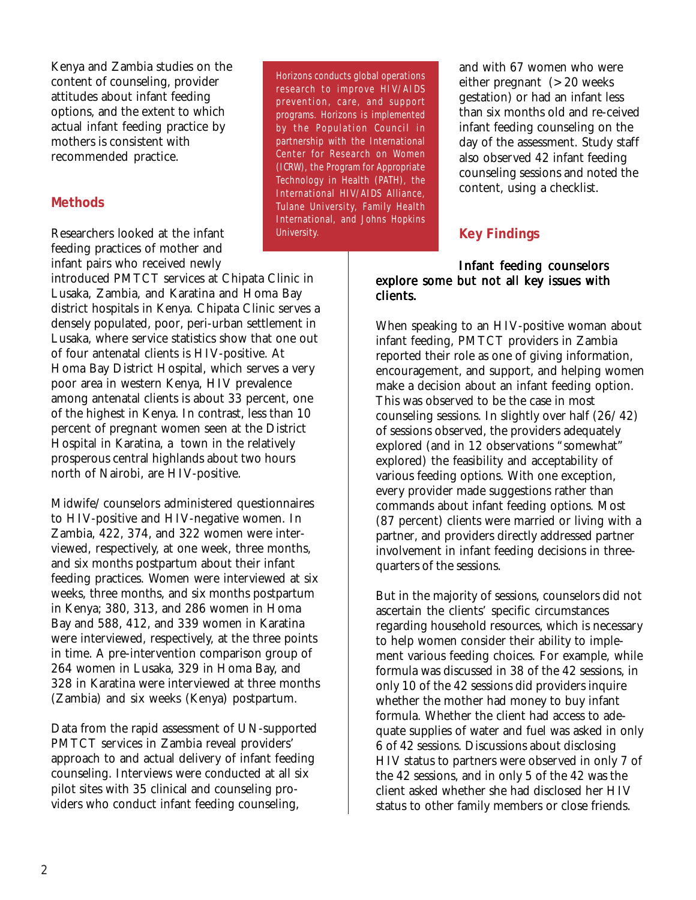Kenya and Zambia studies on the content of counseling, provider attitudes about infant feeding options, and the extent to which actual infant feeding practice by mothers is consistent with recommended practice.

> Horizons conducts global operations research to improve HIV/AIDS prevention, care, and support programs. Horizons is implemented by the Population Council in partnership with the International Center for Research on Women (ICRW), the Program for Appropriate Technology in Health (PATH), the International HIV/AIDS Alliance, Tulane University, Family Health International, and Johns Hopkins University.

## Methods

Researchers looked at the infant feeding practices of mother and infant pairs who received newly introduced PMTCT services at Chipata Clinic in Lusaka, Zambia, and Karatina and Homa Bay district hospitals in Kenya. Chipata Clinic serves a densely populated, poor, peri-urban settlement in Lusaka, where service statistics show that one out of four antenatal clients is HIV-positive. At Homa Bay District Hospital, which serves a very poor area in western Kenya, HIV prevalence among antenatal clients is about 33 percent, one of the highest in Kenya. In contrast, less than 10 percent of pregnant women seen at the District Hospital in Karatina, a town in the relatively prosperous central highlands about two hours north of Nairobi, are HIV-positive.

Midwife/counselors administered questionnaires to HIV-positive and HIV-negative women. In Zambia, 422, 374, and 322 women were interviewed, respectively, at one week, three months, and six months postpartum about their infant feeding practices. Women were interviewed at six weeks, three months, and six months postpartum in Kenya; 380, 313, and 286 women in Homa Bay and 588, 412, and 339 women in Karatina were interviewed, respectively, at the three points in time. A pre-intervention comparison group of 264 women in Lusaka, 329 in Homa Bay, and 328 in Karatina were interviewed at three months (Zambia) and six weeks (Kenya) postpartum.

Data from the rapid assessment of UN-supported PMTCT services in Zambia reveal providers' approach to and actual delivery of infant feeding counseling. Interviews were conducted at all six pilot sites with 35 clinical and counseling providers who conduct infant feeding counseling, and with 67 women who were either pregnant (>20 weeks gestation) or had an infant less than six months old and re-ceived infant feeding counseling on the day of the assessment. Study staff also observed 42 infant feeding counseling sessions and noted the content, using a checklist.

## Key Findings

### Infant feeding counselors explore some but not all key issues with clients.

When speaking to an HIV-positive woman about infant feeding, PMTCT providers in Zambia reported their role as one of giving information, encouragement, and support, and helping women make a decision about an infant feeding option. This was observed to be the case in most counseling sessions. In slightly over half (26/42) of sessions observed, the providers adequately explored (and in 12 observations "somewhat" explored) the feasibility and acceptability of various feeding options. With one exception, every provider made suggestions rather than commands about infant feeding options. Most (87 percent) clients were married or living with a partner, and providers directly addressed partner involvement in infant feeding decisions in three-quarters of the sessions.

But in the majority of sessions, counselors did not ascertain the clients' specific circumstances regarding household resources, which is necessary to help women consider their ability to implement various feeding choices. For example, while formula was discussed in 38 of the 42 sessions, in only 10 of the 42 sessions did providers inquire whether the mother had money to buy infant formula. Whether the client had access to adequate supplies of water and fuel was asked in only 6 of 42 sessions. Discussions about disclosing HIV status to partners were observed in only 7 of the 42 sessions, and in only 5 of the 42 was the client asked whether she had disclosed her HIV status to other family members or close friends.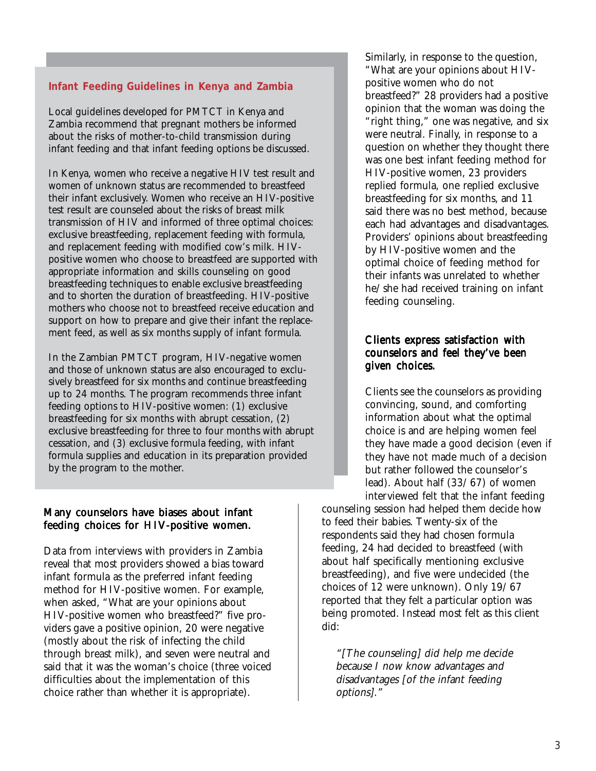### Infant Feeding Guidelines in Kenya and Zambia

Local guidelines developed for PMTCT in Kenya and Zambia recommend that pregnant mothers be informed about the risks of mother-to-child transmission during infant feeding and that infant feeding options be discussed.

In Kenya, women who receive a negative HIV test result and women of unknown status are recommended to breastfeed their infant exclusively. Women who receive an HIV-positive test result are counseled about the risks of breast milk transmission of HIV and informed of three optimal choices: exclusive breastfeeding, replacement feeding with formula, and replacement feeding with modified cow's milk. HIV-positive women who choose to breastfeed are supported with appropriate information and skills counseling on good breastfeeding techniques to enable exclusive breastfeeding and to shorten the duration of breastfeeding. HIV-positive mothers who choose not to breastfeed receive education and support on how to prepare and give their infant the replacement feed, as well as six months supply of infant formula.

In the Zambian PMTCT program, HIV-negative women and those of unknown status are also encouraged to exclusively breastfeed for six months and continue breastfeeding up to 24 months. The program recommends three infant feeding options to HIV-positive women: (1) exclusive breastfeeding for six months with abrupt cessation, (2) exclusive breastfeeding for three to four months with abrupt cessation, and (3) exclusive formula feeding, with infant formula supplies and education in its preparation provided by the program to the mother.

## Many counselors have biases about infant feeding choices for HIV-positive women.

Data from interviews with providers in Zambia reveal that most providers showed a bias toward infant formula as the preferred infant feeding method for HIV-positive women. For example, when asked, "What are your opinions about HIV-positive women who breastfeed?" five providers gave a positive opinion, 20 were negative (mostly about the risk of infecting the child through breast milk), and seven were neutral and said that it was the woman's choice (three voiced difficulties about the implementation of this choice rather than whether it is appropriate).

Similarly, in response to the question, "What are your opinions about HIV-positive women who do not breastfeed?" 28 providers had a positive opinion that the woman was doing the "right thing," one was negative, and six were neutral. Finally, in response to a question on whether they thought there was one best infant feeding method for HIV-positive women, 23 providers replied formula, one replied exclusive breastfeeding for six months, and 11 said there was no best method, because each had advantages and disadvantages. Providers' opinions about breastfeeding by HIV-positive women and the optimal choice of feeding method for their infants was unrelated to whether he/she had received training on infant feeding counseling.

## Clients express satisfaction with counselors and feel they've been given choices.

Clients see the counselors as providing convincing, sound, and comforting information about what the optimal choice is and are helping women feel they have made a good decision (even if they have not made much of a decision but rather followed the counselor's lead). About half (33/67) of women interviewed felt that the infant feeding counseling session had helped them decide how to feed their babies. Twenty-six of the respondents said they had chosen formula feeding, 24 had decided to breastfeed (with about half specifically mentioning exclusive breastfeeding), and five were undecided (the choices of 12 were unknown). Only 19/67 reported that they felt a particular option was being promoted. Instead most felt as this client did:

> *"[The counseling] did help me decide because I now know advantages and disadvantages [of the infant feeding options]."*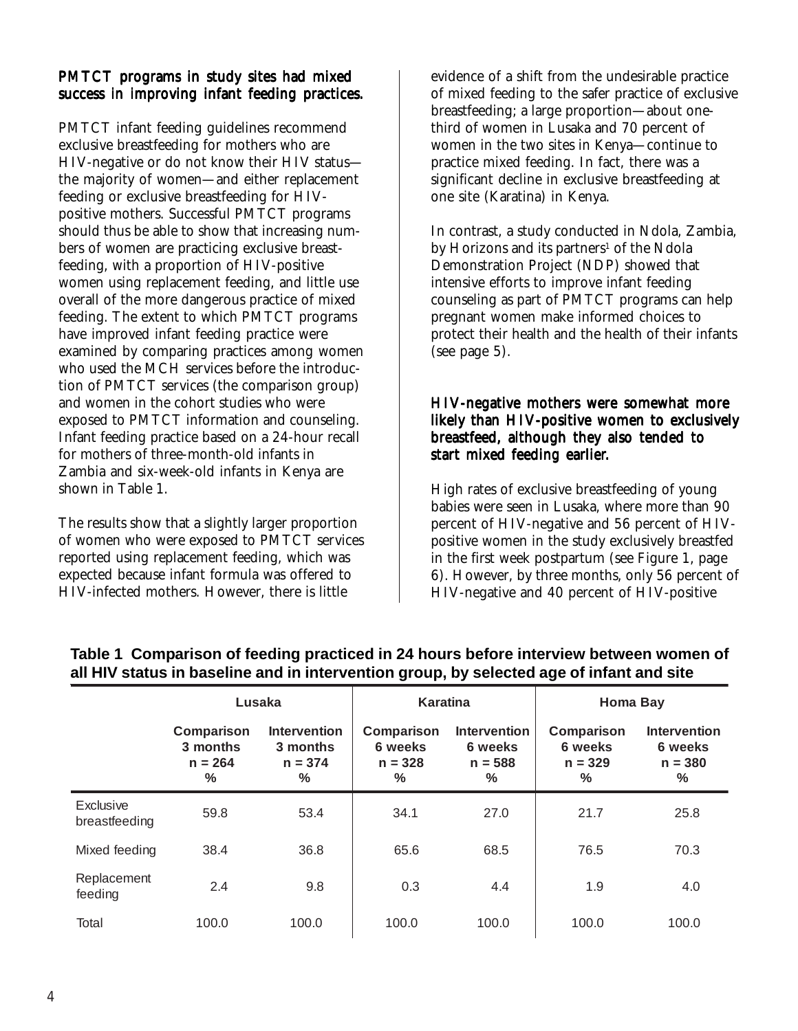### PMTCT programs in study sites had mixed success in improving infant feeding practices.

PMTCT infant feeding guidelines recommend exclusive breastfeeding for mothers who are HIV-negative or do not know their HIV status—the majority of women—and either replacement feeding or exclusive breastfeeding for HIV-positive mothers. Successful PMTCT programs should thus be able to show that increasing numbers of women are practicing exclusive breastfeeding, with a proportion of HIV-positive women using replacement feeding, and little use overall of the more dangerous practice of mixed feeding. The extent to which PMTCT programs have improved infant feeding practice were examined by comparing practices among women who used the MCH services before the introduction of PMTCT services (the comparison group) and women in the cohort studies who were exposed to PMTCT information and counseling. Infant feeding practice based on a 24-hour recall for mothers of three-month-old infants in Zambia and six-week-old infants in Kenya are shown in Table 1.

The results show that a slightly larger proportion of women who were exposed to PMTCT services reported using replacement feeding, which was expected because infant formula was offered to HIV-infected mothers. However, there is little evidence of a shift from the undesirable practice of mixed feeding to the safer practice of exclusive breastfeeding; a large proportion—about one-third of women in Lusaka and 70 percent of women in the two sites in Kenya—continue to practice mixed feeding. In fact, there was a significant decline in exclusive breastfeeding at one site (Karatina) in Kenya.

In contrast, a study conducted in Ndola, Zambia, by Horizons and its partners[1] of the Ndola Demonstration Project (NDP) showed that intensive efforts to improve infant feeding counseling as part of PMTCT programs can help pregnant women make informed choices to protect their health and the health of their infants (see page 5).

### HIV-negative mothers were somewhat more likely than HIV-positive women to exclusively breastfeed, although they also tended to start mixed feeding earlier.

High rates of exclusive breastfeeding of young babies were seen in Lusaka, where more than 90 percent of HIV-negative and 56 percent of HIV-positive women in the study exclusively breastfed in the first week postpartum (see Figure 1, page 6). However, by three months, only 56 percent of HIV-negative and 40 percent of HIV-positive

**Table 1 Comparison of feeding practiced in 24 hours before interview between women of all HIV status in baseline and in intervention group, by selected age of infant and site**

| | Lusaka | | Karatina | | Homa Bay | |
|---|---|---|---|---|---|---|
| | Comparison 3 months n = 264 % | Intervention 3 months n = 374 % | Comparison 6 weeks n = 328 % | Intervention 6 weeks n = 588 % | Comparison 6 weeks n = 329 % | Intervention 6 weeks n = 380 % |
| Exclusive breastfeeding | 59.8 | 53.4 | 34.1 | 27.0 | 21.7 | 25.8 |
| Mixed feeding | 38.4 | 36.8 | 65.6 | 68.5 | 76.5 | 70.3 |
| Replacement feeding | 2.4 | 9.8 | 0.3 | 4.4 | 1.9 | 4.0 |
| Total | 100.0 | 100.0 | 100.0 | 100.0 | 100.0 | 100.0 |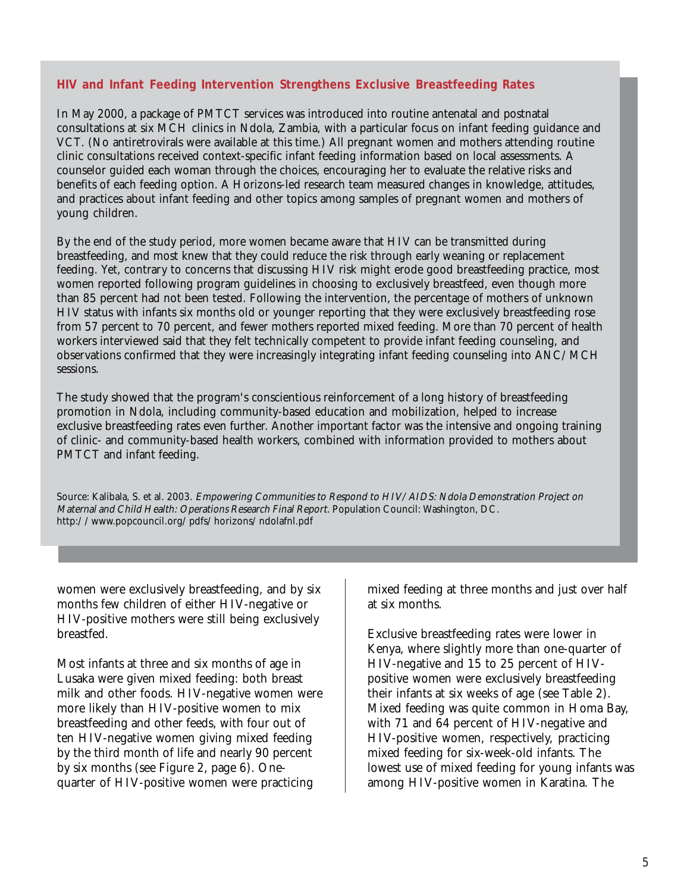### HIV and Infant Feeding Intervention Strengthens Exclusive Breastfeeding Rates

In May 2000, a package of PMTCT services was introduced into routine antenatal and postnatal consultations at six MCH clinics in Ndola, Zambia, with a particular focus on infant feeding guidance and VCT. (No antiretrovirals were available at this time.) All pregnant women and mothers attending routine clinic consultations received context-specific infant feeding information based on local assessments. A counselor guided each woman through the choices, encouraging her to evaluate the relative risks and benefits of each feeding option. A Horizons-led research team measured changes in knowledge, attitudes, and practices about infant feeding and other topics among samples of pregnant women and mothers of young children.

By the end of the study period, more women became aware that HIV can be transmitted during breastfeeding, and most knew that they could reduce the risk through early weaning or replacement feeding. Yet, contrary to concerns that discussing HIV risk might erode good breastfeeding practice, most women reported following program guidelines in choosing to exclusively breastfeed, even though more than 85 percent had not been tested. Following the intervention, the percentage of mothers of unknown HIV status with infants six months old or younger reporting that they were exclusively breastfeeding rose from 57 percent to 70 percent, and fewer mothers reported mixed feeding. More than 70 percent of health workers interviewed said that they felt technically competent to provide infant feeding counseling, and observations confirmed that they were increasingly integrating infant feeding counseling into ANC/MCH sessions.

The study showed that the program's conscientious reinforcement of a long history of breastfeeding promotion in Ndola, including community-based education and mobilization, helped to increase exclusive breastfeeding rates even further. Another important factor was the intensive and ongoing training of clinic- and community-based health workers, combined with information provided to mothers about PMTCT and infant feeding.

Source: Kalibala, S. et al. 2003. *Empowering Communities to Respond to HIV/AIDS: Ndola Demonstration Project on Maternal and Child Health: Operations Research Final Report*. Population Council: Washington, DC. http://www.popcouncil.org/pdfs/horizons/ndolafnl.pdf

women were exclusively breastfeeding, and by six months few children of either HIV-negative or HIV-positive mothers were still being exclusively breastfed.

Most infants at three and six months of age in Lusaka were given mixed feeding: both breast milk and other foods. HIV-negative women were more likely than HIV-positive women to mix breastfeeding and other feeds, with four out of ten HIV-negative women giving mixed feeding by the third month of life and nearly 90 percent by six months (see Figure 2, page 6). One-quarter of HIV-positive women were practicing mixed feeding at three months and just over half at six months.

Exclusive breastfeeding rates were lower in Kenya, where slightly more than one-quarter of HIV-negative and 15 to 25 percent of HIV-positive women were exclusively breastfeeding their infants at six weeks of age (see Table 2). Mixed feeding was quite common in Homa Bay, with 71 and 64 percent of HIV-negative and HIV-positive women, respectively, practicing mixed feeding for six-week-old infants. The lowest use of mixed feeding for young infants was among HIV-positive women in Karatina. The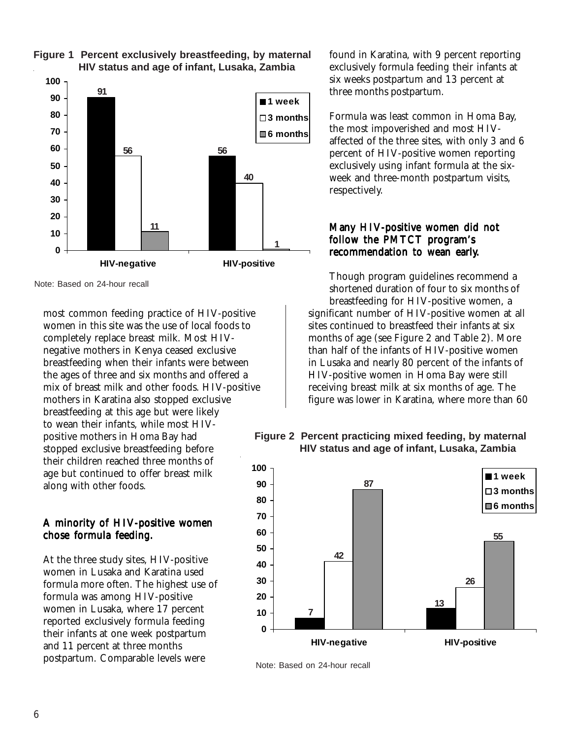**Figure 1 Percent exclusively breastfeeding, by maternal HIV status and age of infant, Lusaka, Zambia**

| | 1 week | 3 months | 6 months |
|---|---|---|---|
| HIV-negative | 91 | 56 | 11 |
| HIV-positive | 56 | 40 | 1 |

Note: Based on 24-hour recall

most common feeding practice of HIV-positive women in this site was the use of local foods to completely replace breast milk. Most HIV-negative mothers in Kenya ceased exclusive breastfeeding when their infants were between the ages of three and six months and offered a mix of breast milk and other foods. HIV-positive mothers in Karatina also stopped exclusive breastfeeding at this age but were likely to wean their infants, while most HIV-positive mothers in Homa Bay had stopped exclusive breastfeeding before their children reached three months of age but continued to offer breast milk along with other foods.

## A minority of HIV-positive women chose formula feeding.

At the three study sites, HIV-positive women in Lusaka and Karatina used formula more often. The highest use of formula was among HIV-positive women in Lusaka, where 17 percent reported exclusively formula feeding their infants at one week postpartum and 11 percent at three months postpartum. Comparable levels were found in Karatina, with 9 percent reporting exclusively formula feeding their infants at six weeks postpartum and 13 percent at three months postpartum.

Formula was least common in Homa Bay, the most impoverished and most HIV-affected of the three sites, with only 3 and 6 percent of HIV-positive women reporting exclusively using infant formula at the six-week and three-month postpartum visits, respectively.

## Many HIV-positive women did not follow the PMTCT program's recommendation to wean early.

Though program guidelines recommend a shortened duration of four to six months of breastfeeding for HIV-positive women, a significant number of HIV-positive women at all sites continued to breastfeed their infants at six months of age (see Figure 2 and Table 2). More than half of the infants of HIV-positive women in Lusaka and nearly 80 percent of the infants of HIV-positive women in Homa Bay were still receiving breast milk at six months of age. The figure was lower in Karatina, where more than 60

**Figure 2 Percent practicing mixed feeding, by maternal HIV status and age of infant, Lusaka, Zambia**

| | 1 week | 3 months | 6 months |
|---|---|---|---|
| HIV-negative | 7 | 42 | 87 |
| HIV-positive | 13 | 26 | 55 |

Note: Based on 24-hour recall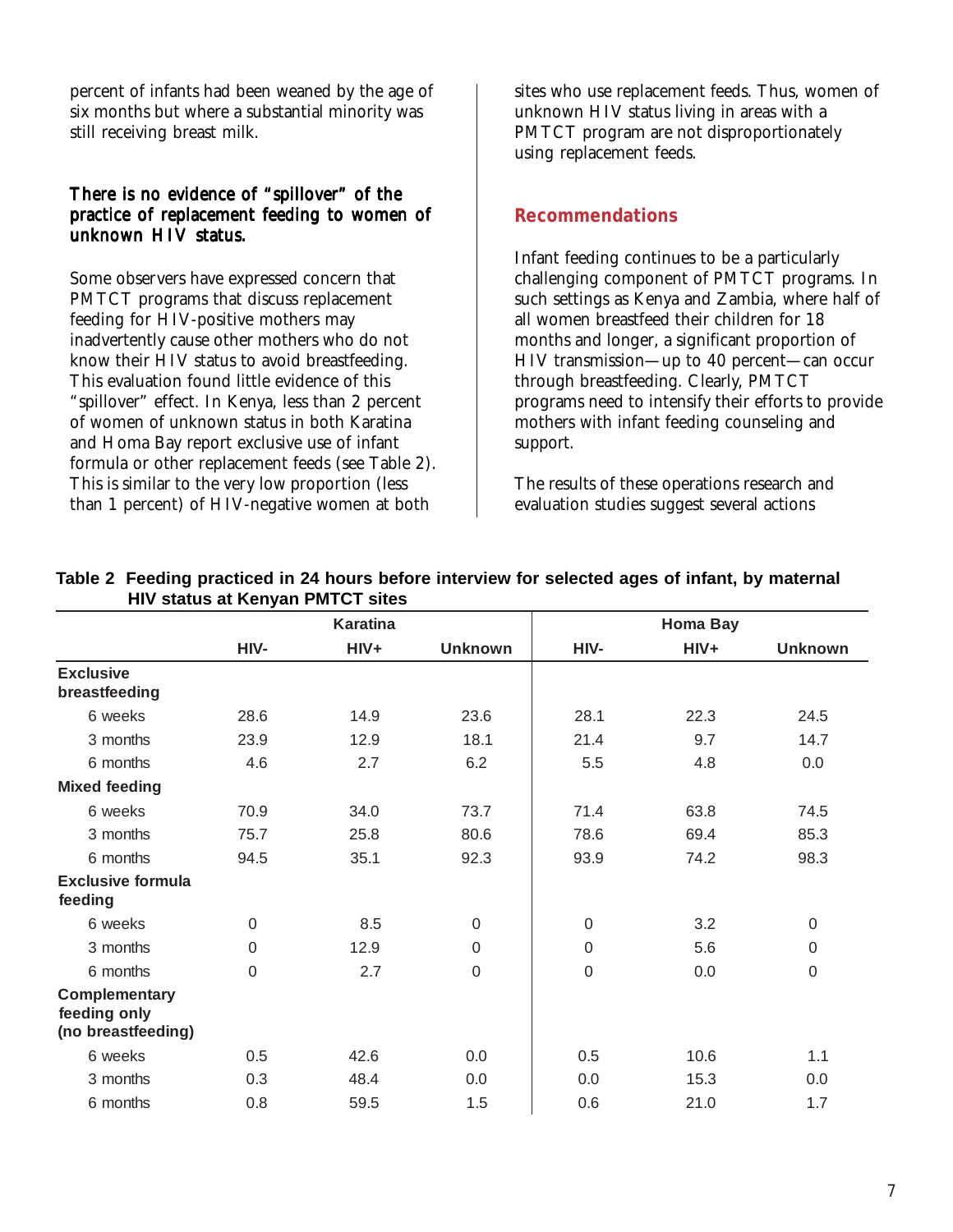percent of infants had been weaned by the age of six months but where a substantial minority was still receiving breast milk.

### There is no evidence of "spillover" of the practice of replacement feeding to women of unknown HIV status.

Some observers have expressed concern that PMTCT programs that discuss replacement feeding for HIV-positive mothers may inadvertently cause other mothers who do not know their HIV status to avoid breastfeeding. This evaluation found little evidence of this "spillover" effect. In Kenya, less than 2 percent of women of unknown status in both Karatina and Homa Bay report exclusive use of infant formula or other replacement feeds (see Table 2). This is similar to the very low proportion (less than 1 percent) of HIV-negative women at both sites who use replacement feeds. Thus, women of unknown HIV status living in areas with a PMTCT program are not disproportionately using replacement feeds.

## Recommendations

Infant feeding continues to be a particularly challenging component of PMTCT programs. In such settings as Kenya and Zambia, where half of all women breastfeed their children for 18 months and longer, a significant proportion of HIV transmission—up to 40 percent—can occur through breastfeeding. Clearly, PMTCT programs need to intensify their efforts to provide mothers with infant feeding counseling and support.

The results of these operations research and evaluation studies suggest several actions

**Table 2 Feeding practiced in 24 hours before interview for selected ages of infant, by maternal HIV status at Kenyan PMTCT sites**

| | Karatina | | | Homa Bay | | |
|---|---|---|---|---|---|---|
| | HIV- | HIV+ | Unknown | HIV- | HIV+ | Unknown |
| **Exclusive breastfeeding** | | | | | | |
| 6 weeks | 28.6 | 14.9 | 23.6 | 28.1 | 22.3 | 24.5 |
| 3 months | 23.9 | 12.9 | 18.1 | 21.4 | 9.7 | 14.7 |
| 6 months | 4.6 | 2.7 | 6.2 | 5.5 | 4.8 | 0.0 |
| **Mixed feeding** | | | | | | |
| 6 weeks | 70.9 | 34.0 | 73.7 | 71.4 | 63.8 | 74.5 |
| 3 months | 75.7 | 25.8 | 80.6 | 78.6 | 69.4 | 85.3 |
| 6 months | 94.5 | 35.1 | 92.3 | 93.9 | 74.2 | 98.3 |
| **Exclusive formula feeding** | | | | | | |
| 6 weeks | 0 | 8.5 | 0 | 0 | 3.2 | 0 |
| 3 months | 0 | 12.9 | 0 | 0 | 5.6 | 0 |
| 6 months | 0 | 2.7 | 0 | 0 | 0.0 | 0 |
| **Complementary feeding only (no breastfeeding)** | | | | | | |
| 6 weeks | 0.5 | 42.6 | 0.0 | 0.5 | 10.6 | 1.1 |
| 3 months | 0.3 | 48.4 | 0.0 | 0.0 | 15.3 | 0.0 |
| 6 months | 0.8 | 59.5 | 1.5 | 0.6 | 21.0 | 1.7 |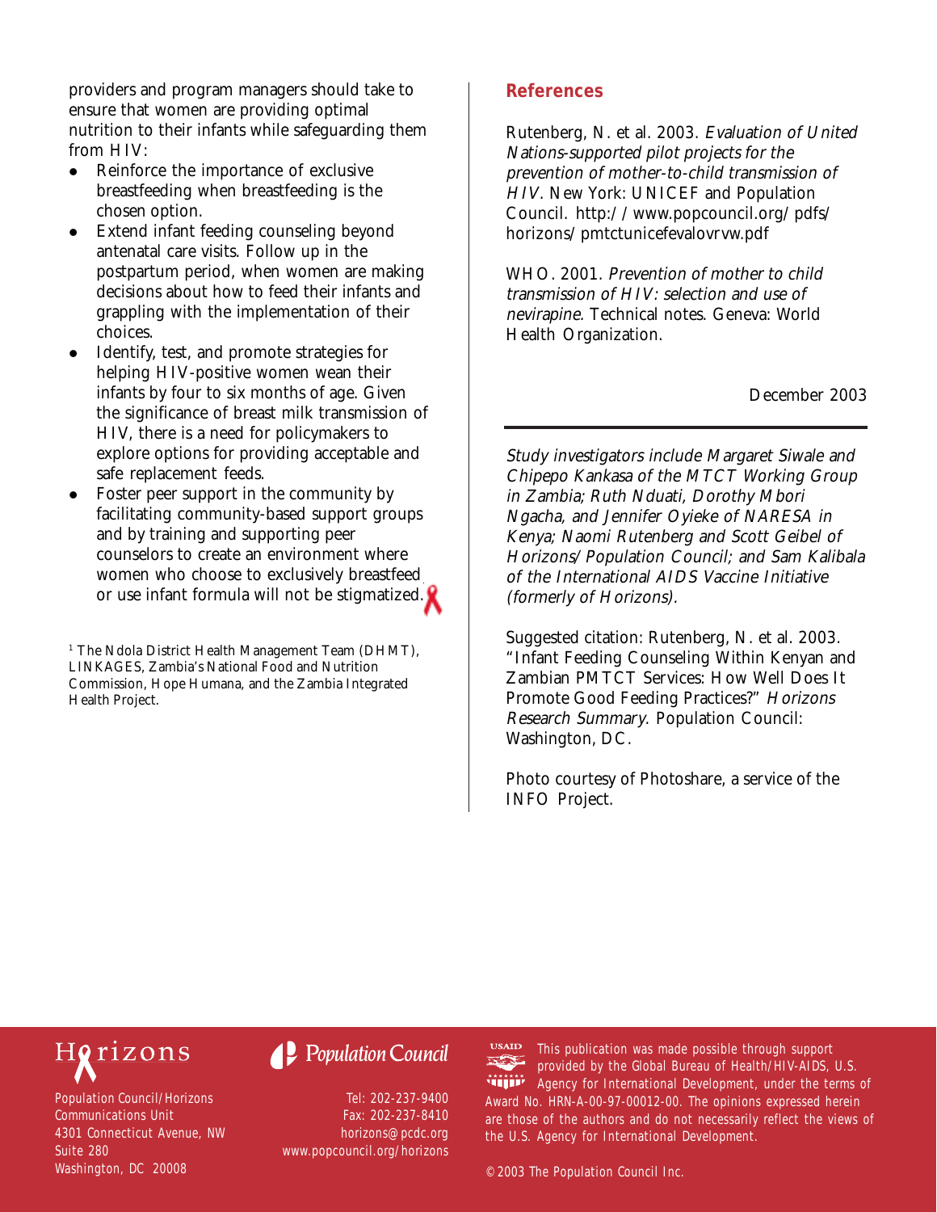providers and program managers should take to ensure that women are providing optimal nutrition to their infants while safeguarding them from HIV:

- Reinforce the importance of exclusive breastfeeding when breastfeeding is the chosen option.
- Extend infant feeding counseling beyond antenatal care visits. Follow up in the postpartum period, when women are making decisions about how to feed their infants and grappling with the implementation of their choices.
- Identify, test, and promote strategies for helping HIV-positive women wean their infants by four to six months of age. Given the significance of breast milk transmission of HIV, there is a need for policymakers to explore options for providing acceptable and safe replacement feeds.
- Foster peer support in the community by facilitating community-based support groups and by training and supporting peer counselors to create an environment where women who choose to exclusively breastfeed or use infant formula will not be stigmatized.

[1] The Ndola District Health Management Team (DHMT), LINKAGES, Zambia's National Food and Nutrition Commission, Hope Humana, and the Zambia Integrated Health Project.

## References

Rutenberg, N. et al. 2003. *Evaluation of United Nations-supported pilot projects for the prevention of mother-to-child transmission of HIV*. New York: UNICEF and Population Council. http://www.popcouncil.org/pdfs/horizons/pmtctunicefevalovrvw.pdf

WHO. 2001. *Prevention of mother to child transmission of HIV: selection and use of nevirapine*. Technical notes. Geneva: World Health Organization.

December 2003

---

*Study investigators include Margaret Siwale and Chipepo Kankasa of the MTCT Working Group in Zambia; Ruth Nduati, Dorothy Mbori Ngacha, and Jennifer Oyieke of NARESA in Kenya; Naomi Rutenberg and Scott Geibel of Horizons/Population Council; and Sam Kalibala of the International AIDS Vaccine Initiative (formerly of Horizons).*

Suggested citation: Rutenberg, N. et al. 2003. "Infant Feeding Counseling Within Kenyan and Zambian PMTCT Services: How Well Does It Promote Good Feeding Practices?" *Horizons Research Summary*. Population Council: Washington, DC.

Photo courtesy of Photoshare, a service of the INFO Project.

Horizons

Population Council/Horizons
Communications Unit
4301 Connecticut Avenue, NW
Suite 280
Washington, DC 20008

Population Council

Tel: 202-237-9400
Fax: 202-237-8410
horizons@pcdc.org
www.popcouncil.org/horizons

USAID

This publication was made possible through support provided by the Global Bureau of Health/HIV-AIDS, U.S. Agency for International Development, under the terms of Award No. HRN-A-00-97-00012-00. The opinions expressed herein are those of the authors and do not necessarily reflect the views of the U.S. Agency for International Development.

© 2003 The Population Council Inc.